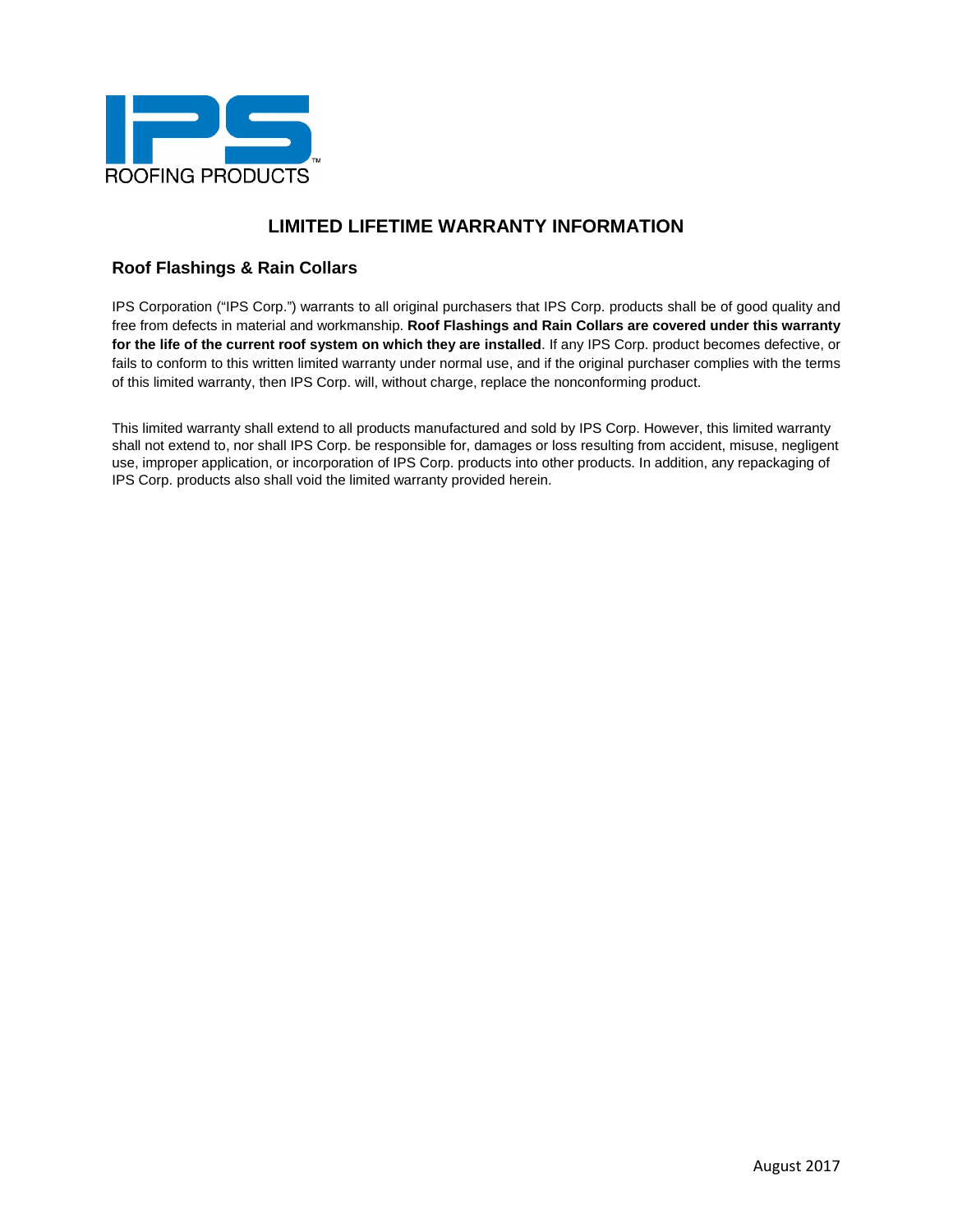IPS ROOFING PRODUCTS™

# LIMITED LIFETIME WARRANTY INFORMATION

## Roof Flashings & Rain Collars

IPS Corporation ("IPS Corp.") warrants to all original purchasers that IPS Corp. products shall be of good quality and free from defects in material and workmanship. **Roof Flashings and Rain Collars are covered under this warranty for the life of the current roof system on which they are installed**. If any IPS Corp. product becomes defective, or fails to conform to this written limited warranty under normal use, and if the original purchaser complies with the terms of this limited warranty, then IPS Corp. will, without charge, replace the nonconforming product.

This limited warranty shall extend to all products manufactured and sold by IPS Corp. However, this limited warranty shall not extend to, nor shall IPS Corp. be responsible for, damages or loss resulting from accident, misuse, negligent use, improper application, or incorporation of IPS Corp. products into other products. In addition, any repackaging of IPS Corp. products also shall void the limited warranty provided herein.

August 2017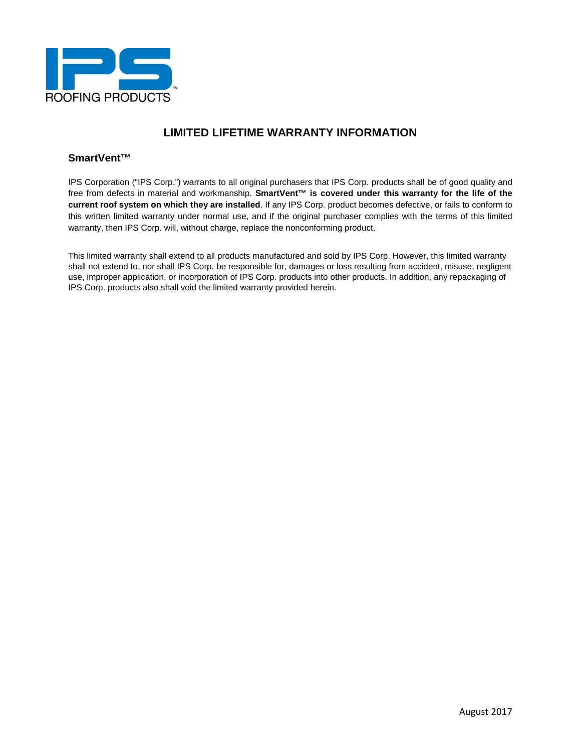IPS
ROOFING PRODUCTS™

# LIMITED LIFETIME WARRANTY INFORMATION

## SmartVent™

IPS Corporation ("IPS Corp.") warrants to all original purchasers that IPS Corp. products shall be of good quality and free from defects in material and workmanship. **SmartVent™ is covered under this warranty for the life of the current roof system on which they are installed**. If any IPS Corp. product becomes defective, or fails to conform to this written limited warranty under normal use, and if the original purchaser complies with the terms of this limited warranty, then IPS Corp. will, without charge, replace the nonconforming product.

This limited warranty shall extend to all products manufactured and sold by IPS Corp. However, this limited warranty shall not extend to, nor shall IPS Corp. be responsible for, damages or loss resulting from accident, misuse, negligent use, improper application, or incorporation of IPS Corp. products into other products. In addition, any repackaging of IPS Corp. products also shall void the limited warranty provided herein.

August 2017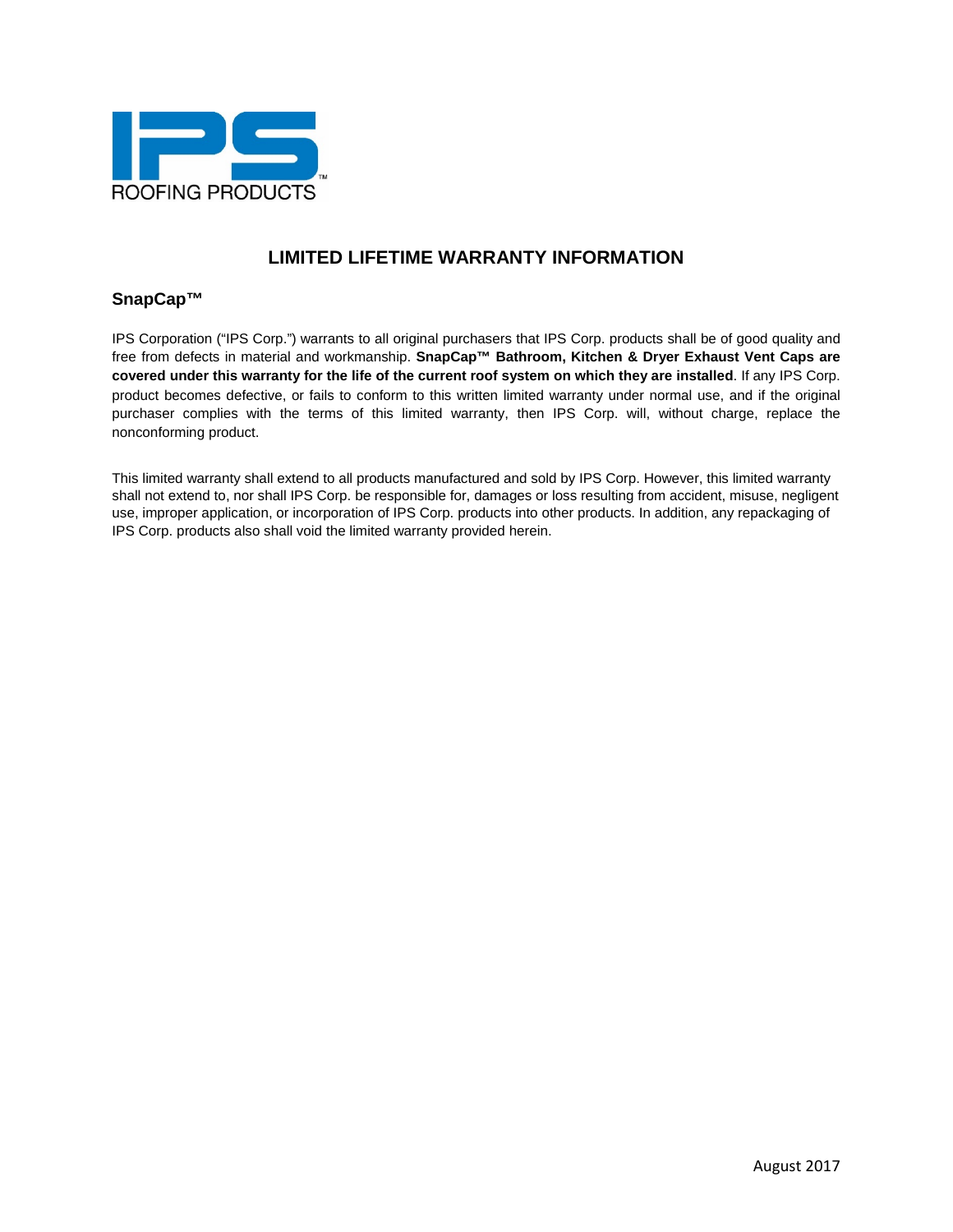IPS

ROOFING PRODUCTS

# LIMITED LIFETIME WARRANTY INFORMATION

## SnapCap™

IPS Corporation ("IPS Corp.") warrants to all original purchasers that IPS Corp. products shall be of good quality and free from defects in material and workmanship. **SnapCap™ Bathroom, Kitchen & Dryer Exhaust Vent Caps are covered under this warranty for the life of the current roof system on which they are installed**. If any IPS Corp. product becomes defective, or fails to conform to this written limited warranty under normal use, and if the original purchaser complies with the terms of this limited warranty, then IPS Corp. will, without charge, replace the nonconforming product.

This limited warranty shall extend to all products manufactured and sold by IPS Corp. However, this limited warranty shall not extend to, nor shall IPS Corp. be responsible for, damages or loss resulting from accident, misuse, negligent use, improper application, or incorporation of IPS Corp. products into other products. In addition, any repackaging of IPS Corp. products also shall void the limited warranty provided herein.

August 2017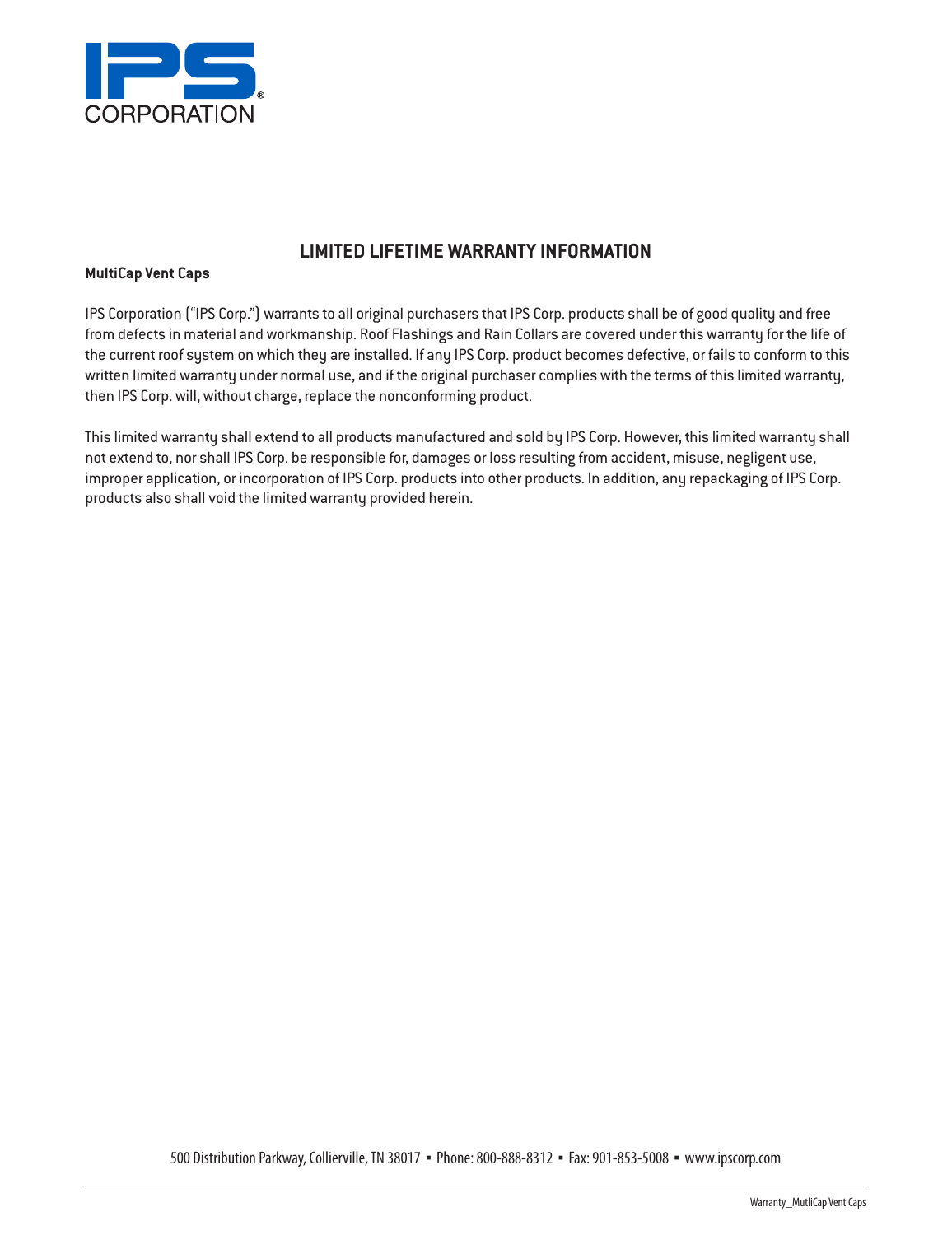IPS CORPORATION

# LIMITED LIFETIME WARRANTY INFORMATION

**MultiCap Vent Caps**

IPS Corporation ("IPS Corp.") warrants to all original purchasers that IPS Corp. products shall be of good quality and free from defects in material and workmanship. Roof Flashings and Rain Collars are covered under this warranty for the life of the current roof system on which they are installed. If any IPS Corp. product becomes defective, or fails to conform to this written limited warranty under normal use, and if the original purchaser complies with the terms of this limited warranty, then IPS Corp. will, without charge, replace the nonconforming product.

This limited warranty shall extend to all products manufactured and sold by IPS Corp. However, this limited warranty shall not extend to, nor shall IPS Corp. be responsible for, damages or loss resulting from accident, misuse, negligent use, improper application, or incorporation of IPS Corp. products into other products. In addition, any repackaging of IPS Corp. products also shall void the limited warranty provided herein.

500 Distribution Parkway, Collierville, TN 38017 ▪ Phone: 800-888-8312 ▪ Fax: 901-853-5008 ▪ www.ipscorp.com

Warranty_MutliCap Vent Caps